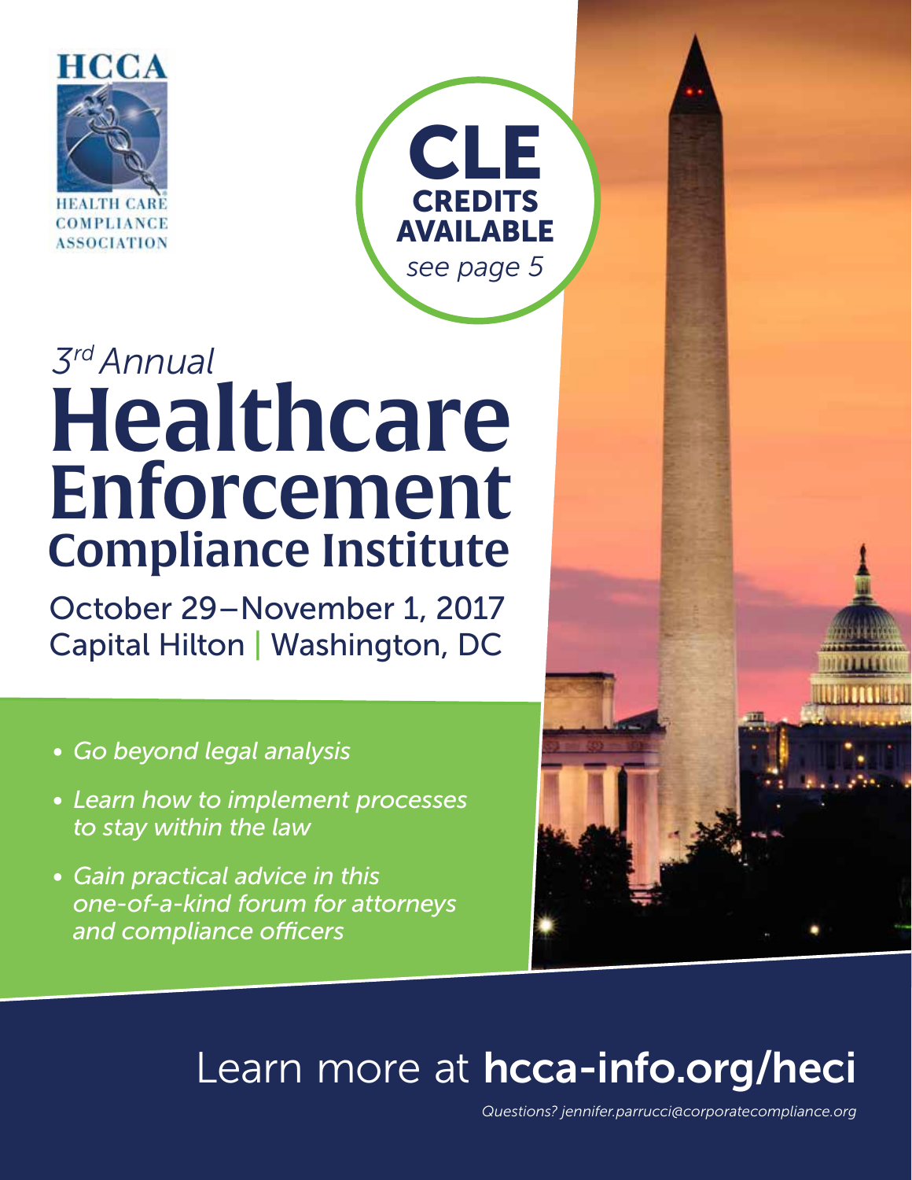HCCA

HEALTH CARE COMPLIANCE ASSOCIATION

**CLE CREDITS AVAILABLE**
*see page 5*

*3rd Annual*

# Healthcare Enforcement Compliance Institute

October 29–November 1, 2017
Capital Hilton | Washington, DC

- *Go beyond legal analysis*
- *Learn how to implement processes to stay within the law*
- *Gain practical advice in this one-of-a-kind forum for attorneys and compliance officers*

Learn more at **hcca-info.org/heci**

*Questions? jennifer.parrucci@corporatecompliance.org*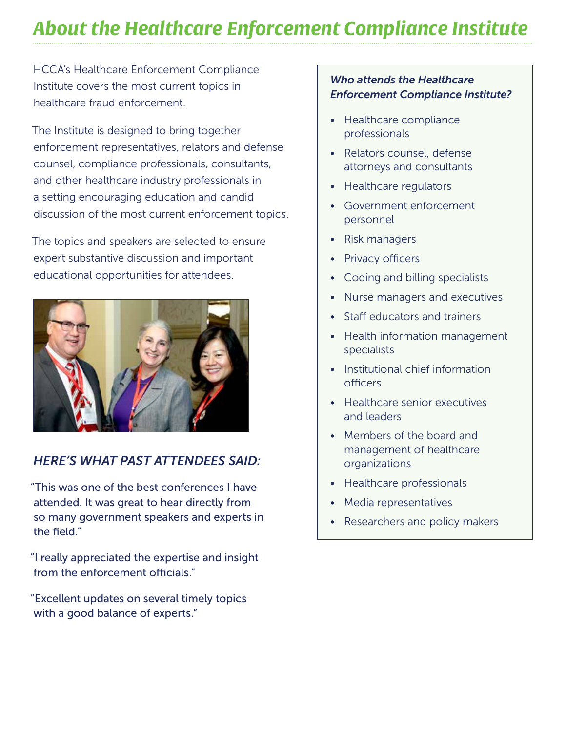# About the Healthcare Enforcement Compliance Institute

HCCA's Healthcare Enforcement Compliance Institute covers the most current topics in healthcare fraud enforcement.

The Institute is designed to bring together enforcement representatives, relators and defense counsel, compliance professionals, consultants, and other healthcare industry professionals in a setting encouraging education and candid discussion of the most current enforcement topics.

The topics and speakers are selected to ensure expert substantive discussion and important educational opportunities for attendees.

## HERE'S WHAT PAST ATTENDEES SAID:

"This was one of the best conferences I have attended. It was great to hear directly from so many government speakers and experts in the field."

"I really appreciated the expertise and insight from the enforcement officials."

"Excellent updates on several timely topics with a good balance of experts."

### *Who attends the Healthcare Enforcement Compliance Institute?*

- Healthcare compliance professionals
- Relators counsel, defense attorneys and consultants
- Healthcare regulators
- Government enforcement personnel
- Risk managers
- Privacy officers
- Coding and billing specialists
- Nurse managers and executives
- Staff educators and trainers
- Health information management specialists
- Institutional chief information officers
- Healthcare senior executives and leaders
- Members of the board and management of healthcare organizations
- Healthcare professionals
- Media representatives
- Researchers and policy makers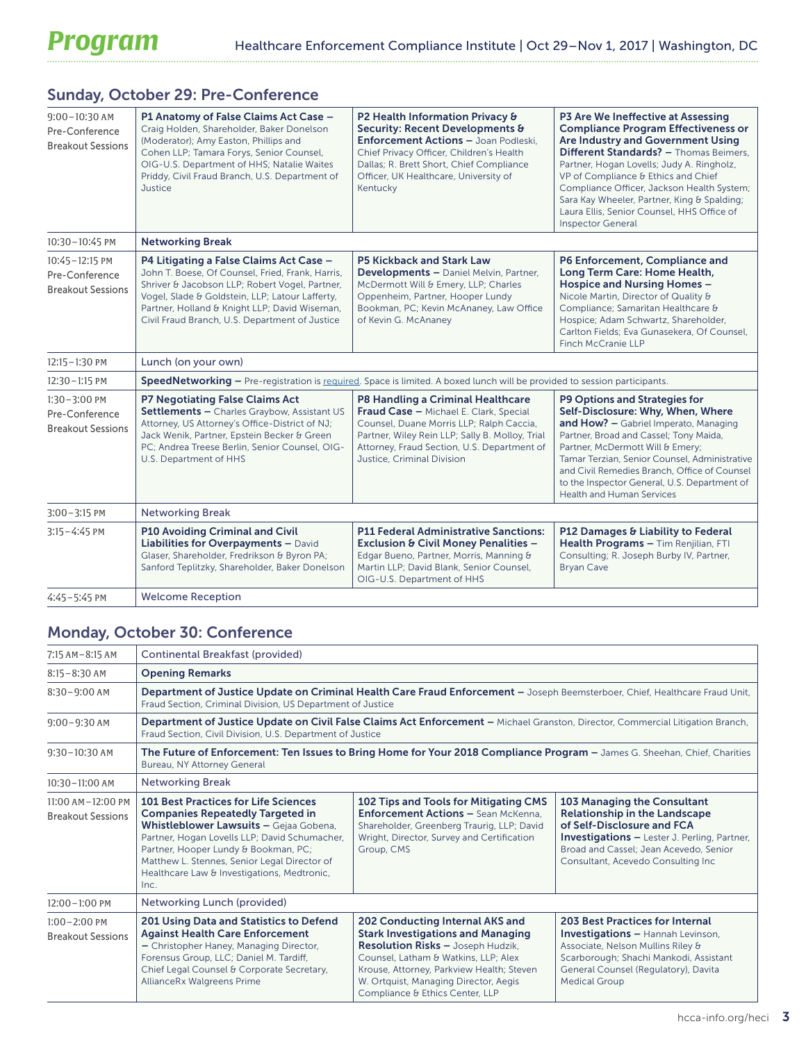# Program

## Sunday, October 29: Pre-Conference

| Time | Session | | |
|---|---|---|---|
| 9:00–10:30 AM Pre-Conference Breakout Sessions | **P1 Anatomy of False Claims Act Case –** Craig Holden, Shareholder, Baker Donelson (Moderator); Amy Easton, Phillips and Cohen LLP; Tamara Forys, Senior Counsel, OIG-U.S. Department of HHS; Natalie Waites Priddy, Civil Fraud Branch, U.S. Department of Justice | **P2 Health Information Privacy & Security: Recent Developments & Enforcement Actions –** Joan Podleski, Chief Privacy Officer, Children's Health Dallas; R. Brett Short, Chief Compliance Officer, UK Healthcare, University of Kentucky | **P3 Are We Ineffective at Assessing Compliance Program Effectiveness or Are Industry and Government Using Different Standards? –** Thomas Beimers, Partner, Hogan Lovells; Judy A. Ringholz, VP of Compliance & Ethics and Chief Compliance Officer, Jackson Health System; Sara Kay Wheeler, Partner, King & Spalding; Laura Ellis, Senior Counsel, HHS Office of Inspector General |
| 10:30–10:45 PM | **Networking Break** | | |
| 10:45–12:15 PM Pre-Conference Breakout Sessions | **P4 Litigating a False Claims Act Case –** John T. Boese, Of Counsel, Fried, Frank, Harris, Shriver & Jacobson LLP; Robert Vogel, Partner, Vogel, Slade & Goldstein, LLP; Latour Lafferty, Partner, Holland & Knight LLP; David Wiseman, Civil Fraud Branch, U.S. Department of Justice | **P5 Kickback and Stark Law Developments –** Daniel Melvin, Partner, McDermott Will & Emery, LLP; Charles Oppenheim, Partner, Hooper Lundy Bookman, PC; Kevin McAnaney, Law Office of Kevin G. McAnaney | **P6 Enforcement, Compliance and Long Term Care: Home Health, Hospice and Nursing Homes –** Nicole Martin, Director of Quality & Compliance; Samaritan Healthcare & Hospice; Adam Schwartz, Shareholder, Carlton Fields; Eva Gunasekera, Of Counsel, Finch McCranie LLP |
| 12:15–1:30 PM | Lunch (on your own) | | |
| 12:30–1:15 PM | **SpeedNetworking –** Pre-registration is required. Space is limited. A boxed lunch will be provided to session participants. | | |
| 1:30–3:00 PM Pre-Conference Breakout Sessions | **P7 Negotiating False Claims Act Settlements –** Charles Graybow, Assistant US Attorney, US Attorney's Office-District of NJ; Jack Wenik, Partner, Epstein Becker & Green PC; Andrea Treese Berlin, Senior Counsel, OIG-U.S. Department of HHS | **P8 Handling a Criminal Healthcare Fraud Case –** Michael E. Clark, Special Counsel, Duane Morris LLP; Ralph Caccia, Partner, Wiley Rein LLP; Sally B. Molloy, Trial Attorney, Fraud Section, U.S. Department of Justice, Criminal Division | **P9 Options and Strategies for Self-Disclosure: Why, When, Where and How? –** Gabriel Imperato, Managing Partner, Broad and Cassel; Tony Maida, Partner, McDermott Will & Emery; Tamar Terzian, Senior Counsel, Administrative and Civil Remedies Branch, Office of Counsel to the Inspector General, U.S. Department of Health and Human Services |
| 3:00–3:15 PM | Networking Break | | |
| 3:15–4:45 PM | **P10 Avoiding Criminal and Civil Liabilities for Overpayments –** David Glaser, Shareholder, Fredrikson & Byron PA; Sanford Teplitzky, Shareholder, Baker Donelson | **P11 Federal Administrative Sanctions: Exclusion & Civil Money Penalities –** Edgar Bueno, Partner, Morris, Manning & Martin LLP; David Blank, Senior Counsel, OIG-U.S. Department of HHS | **P12 Damages & Liability to Federal Health Programs –** Tim Renjilian, FTI Consulting; R. Joseph Burby IV, Partner, Bryan Cave |
| 4:45–5:45 PM | Welcome Reception | | |

## Monday, October 30: Conference

| Time | Session | | |
|---|---|---|---|
| 7:15 AM–8:15 AM | Continental Breakfast (provided) | | |
| 8:15–8:30 AM | **Opening Remarks** | | |
| 8:30–9:00 AM | **Department of Justice Update on Criminal Health Care Fraud Enforcement –** Joseph Beemsterboer, Chief, Healthcare Fraud Unit, Fraud Section, Criminal Division, US Department of Justice | | |
| 9:00–9:30 AM | **Department of Justice Update on Civil False Claims Act Enforcement –** Michael Granston, Director, Commercial Litigation Branch, Fraud Section, Civil Division, U.S. Department of Justice | | |
| 9:30–10:30 AM | **The Future of Enforcement: Ten Issues to Bring Home for Your 2018 Compliance Program –** James G. Sheehan, Chief, Charities Bureau, NY Attorney General | | |
| 10:30–11:00 AM | Networking Break | | |
| 11:00 AM–12:00 PM Breakout Sessions | **101 Best Practices for Life Sciences Companies Repeatedly Targeted in Whistleblower Lawsuits –** Gejaa Gobena, Partner, Hogan Lovells LLP; David Schumacher, Partner, Hooper Lundy & Bookman, PC; Matthew L. Stennes, Senior Legal Director of Healthcare Law & Investigations, Medtronic, Inc. | **102 Tips and Tools for Mitigating CMS Enforcement Actions –** Sean McKenna, Shareholder, Greenberg Traurig, LLP; David Wright, Director, Survey and Certification Group, CMS | **103 Managing the Consultant Relationship in the Landscape of Self-Disclosure and FCA Investigations –** Lester J. Perling, Partner, Broad and Cassel; Jean Acevedo, Senior Consultant, Acevedo Consulting Inc |
| 12:00–1:00 PM | Networking Lunch (provided) | | |
| 1:00–2:00 PM Breakout Sessions | **201 Using Data and Statistics to Defend Against Health Care Enforcement –** Christopher Haney, Managing Director, Forensus Group, LLC; Daniel M. Tardiff, Chief Legal Counsel & Corporate Secretary, AllianceRx Walgreens Prime | **202 Conducting Internal AKS and Stark Investigations and Managing Resolution Risks –** Joseph Hudzik, Counsel, Latham & Watkins, LLP; Alex Krouse, Attorney, Parkview Health; Steven W. Ortquist, Managing Director, Aegis Compliance & Ethics Center, LLP | **203 Best Practices for Internal Investigations –** Hannah Levinson, Associate, Nelson Mullins Riley & Scarborough; Shachi Mankodi, Assistant General Counsel (Regulatory), Davita Medical Group |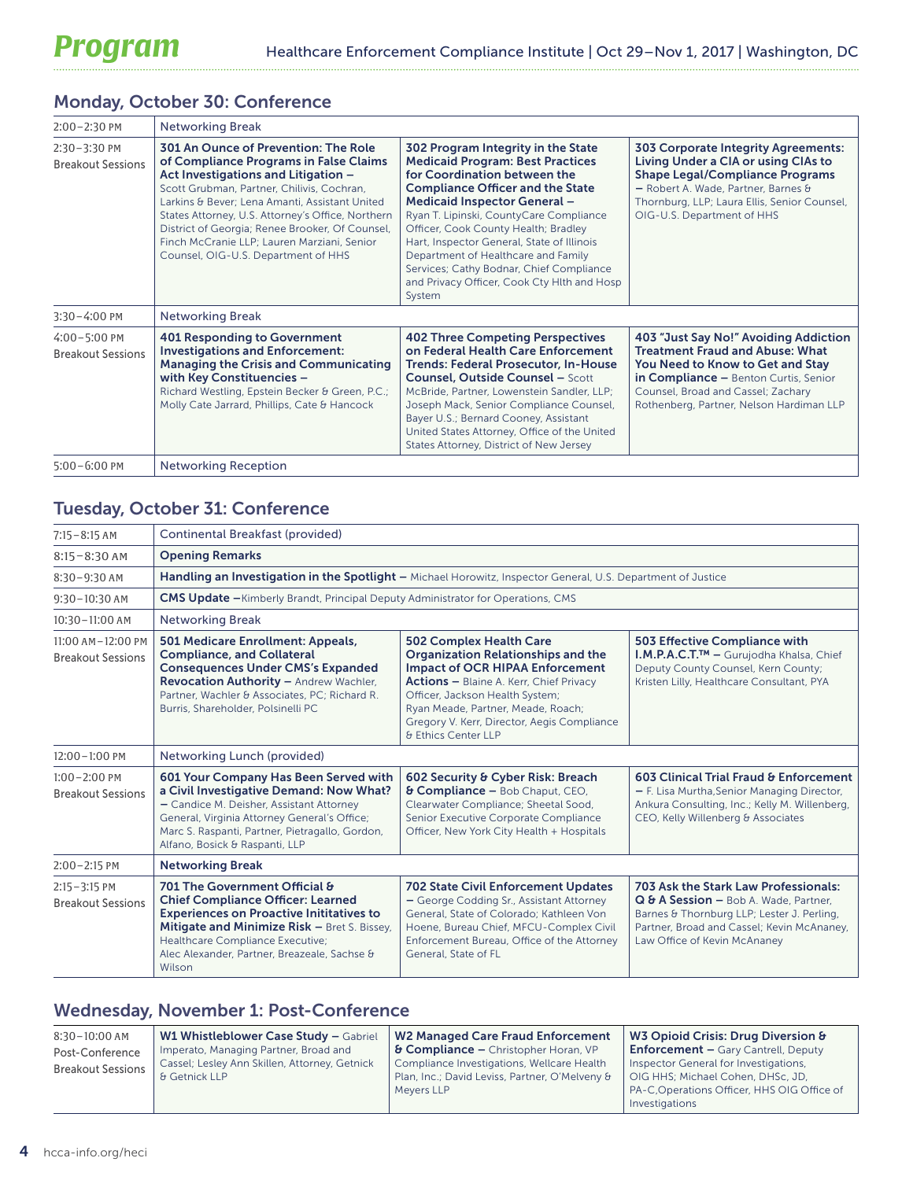# Program

Healthcare Enforcement Compliance Institute | Oct 29–Nov 1, 2017 | Washington, DC

## Monday, October 30: Conference

| | | | |
|---|---|---|---|
| 2:00–2:30 PM | Networking Break | | |
| 2:30–3:30 PM Breakout Sessions | **301 An Ounce of Prevention: The Role of Compliance Programs in False Claims Act Investigations and Litigation –** Scott Grubman, Partner, Chilivis, Cochran, Larkins & Bever; Lena Amanti, Assistant United States Attorney, U.S. Attorney's Office, Northern District of Georgia; Renee Brooker, Of Counsel, Finch McCranie LLP; Lauren Marziani, Senior Counsel, OIG-U.S. Department of HHS | **302 Program Integrity in the State Medicaid Program: Best Practices for Coordination between the Compliance Officer and the State Medicaid Inspector General –** Ryan T. Lipinski, CountyCare Compliance Officer, Cook County Health; Bradley Hart, Inspector General, State of Illinois Department of Healthcare and Family Services; Cathy Bodnar, Chief Compliance and Privacy Officer, Cook Cty Hlth and Hosp System | **303 Corporate Integrity Agreements: Living Under a CIA or using CIAs to Shape Legal/Compliance Programs –** Robert A. Wade, Partner, Barnes & Thornburg, LLP; Laura Ellis, Senior Counsel, OIG-U.S. Department of HHS |
| 3:30–4:00 PM | Networking Break | | |
| 4:00–5:00 PM Breakout Sessions | **401 Responding to Government Investigations and Enforcement: Managing the Crisis and Communicating with Key Constituencies –** Richard Westling, Epstein Becker & Green, P.C.; Molly Cate Jarrard, Phillips, Cate & Hancock | **402 Three Competing Perspectives on Federal Health Care Enforcement Trends: Federal Prosecutor, In-House Counsel, Outside Counsel –** Scott McBride, Partner, Lowenstein Sandler, LLP; Joseph Mack, Senior Compliance Counsel, Bayer U.S.; Bernard Cooney, Assistant United States Attorney, Office of the United States Attorney, District of New Jersey | **403 "Just Say No!" Avoiding Addiction Treatment Fraud and Abuse: What You Need to Know to Get and Stay in Compliance –** Benton Curtis, Senior Counsel, Broad and Cassel; Zachary Rothenberg, Partner, Nelson Hardiman LLP |
| 5:00–6:00 PM | Networking Reception | | |

## Tuesday, October 31: Conference

| | | | |
|---|---|---|---|
| 7:15–8:15 AM | Continental Breakfast (provided) | | |
| 8:15–8:30 AM | **Opening Remarks** | | |
| 8:30–9:30 AM | **Handling an Investigation in the Spotlight –** Michael Horowitz, Inspector General, U.S. Department of Justice | | |
| 9:30–10:30 AM | **CMS Update –** Kimberly Brandt, Principal Deputy Administrator for Operations, CMS | | |
| 10:30–11:00 AM | Networking Break | | |
| 11:00 AM–12:00 PM Breakout Sessions | **501 Medicare Enrollment: Appeals, Compliance, and Collateral Consequences Under CMS's Expanded Revocation Authority –** Andrew Wachler, Partner, Wachler & Associates, PC; Richard R. Burris, Shareholder, Polsinelli PC | **502 Complex Health Care Organization Relationships and the Impact of OCR HIPAA Enforcement Actions –** Blaine A. Kerr, Chief Privacy Officer, Jackson Health System; Ryan Meade, Partner, Meade, Roach; Gregory V. Kerr, Director, Aegis Compliance & Ethics Center LLP | **503 Effective Compliance with I.M.P.A.C.T.™ –** Gurujodha Khalsa, Chief Deputy County Counsel, Kern County; Kristen Lilly, Healthcare Consultant, PYA |
| 12:00–1:00 PM | Networking Lunch (provided) | | |
| 1:00–2:00 PM Breakout Sessions | **601 Your Company Has Been Served with a Civil Investigative Demand: Now What? –** Candice M. Deisher, Assistant Attorney General, Virginia Attorney General's Office; Marc S. Raspanti, Partner, Pietragallo, Gordon, Alfano, Bosick & Raspanti, LLP | **602 Security & Cyber Risk: Breach & Compliance –** Bob Chaput, CEO, Clearwater Compliance; Sheetal Sood, Senior Executive Corporate Compliance Officer, New York City Health + Hospitals | **603 Clinical Trial Fraud & Enforcement –** F. Lisa Murtha, Senior Managing Director, Ankura Consulting, Inc.; Kelly M. Willenberg, CEO, Kelly Willenberg & Associates |
| 2:00–2:15 PM | **Networking Break** | | |
| 2:15–3:15 PM Breakout Sessions | **701 The Government Official & Chief Compliance Officer: Learned Experiences on Proactive Inititatives to Mitigate and Minimize Risk –** Bret S. Bissey, Healthcare Compliance Executive; Alec Alexander, Partner, Breazeale, Sachse & Wilson | **702 State Civil Enforcement Updates –** George Codding Sr., Assistant Attorney General, State of Colorado; Kathleen Von Hoene, Bureau Chief, MFCU-Complex Civil Enforcement Bureau, Office of the Attorney General, State of FL | **703 Ask the Stark Law Professionals: Q & A Session –** Bob A. Wade, Partner, Barnes & Thornburg LLP; Lester J. Perling, Partner, Broad and Cassel; Kevin McAnaney, Law Office of Kevin McAnaney |

## Wednesday, November 1: Post-Conference

| | | | |
|---|---|---|---|
| 8:30–10:00 AM Post-Conference Breakout Sessions | **W1 Whistleblower Case Study –** Gabriel Imperato, Managing Partner, Broad and Cassel; Lesley Ann Skillen, Attorney, Getnick & Getnick LLP | **W2 Managed Care Fraud Enforcement & Compliance –** Christopher Horan, VP Compliance Investigations, Wellcare Health Plan, Inc.; David Leviss, Partner, O'Melveny & Meyers LLP | **W3 Opioid Crisis: Drug Diversion & Enforcement –** Gary Cantrell, Deputy Inspector General for Investigations, OIG HHS; Michael Cohen, DHSc, JD, PA-C, Operations Officer, HHS OIG Office of Investigations |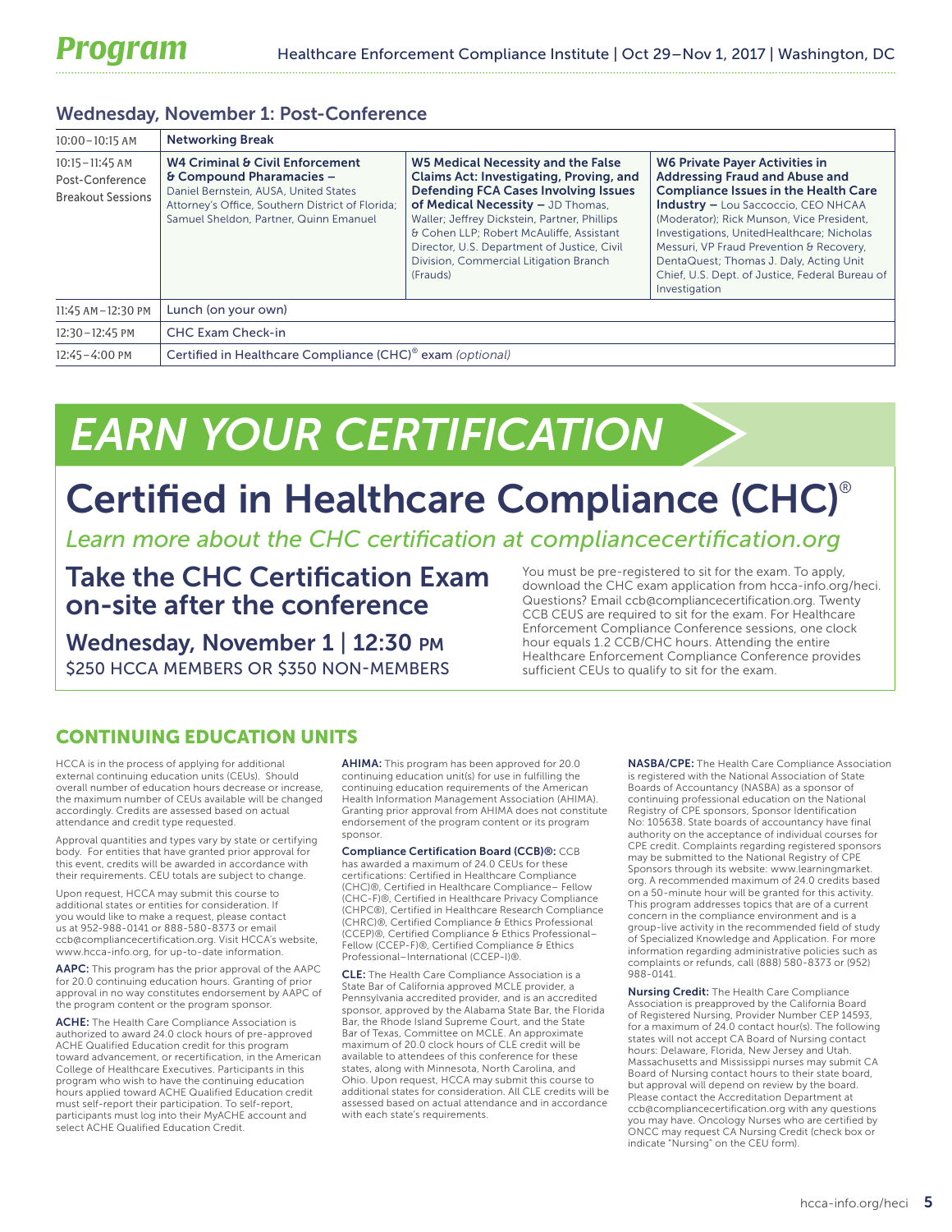## Wednesday, November 1: Post-Conference

| | | | |
|---|---|---|---|
| 10:00–10:15 AM | **Networking Break** | | |
| 10:15–11:45 AM Post-Conference Breakout Sessions | **W4 Criminal & Civil Enforcement & Compound Pharamacies –** Daniel Bernstein, AUSA, United States Attorney's Office, Southern District of Florida; Samuel Sheldon, Partner, Quinn Emanuel | **W5 Medical Necessity and the False Claims Act: Investigating, Proving, and Defending FCA Cases Involving Issues of Medical Necessity –** JD Thomas, Waller; Jeffrey Dickstein, Partner, Phillips & Cohen LLP; Robert McAuliffe, Assistant Director, U.S. Department of Justice, Civil Division, Commercial Litigation Branch (Frauds) | **W6 Private Payer Activities in Addressing Fraud and Abuse and Compliance Issues in the Health Care Industry –** Lou Saccoccio, CEO NHCAA (Moderator); Rick Munson, Vice President, Investigations, UnitedHealthcare; Nicholas Messuri, VP Fraud Prevention & Recovery, DentaQuest; Thomas J. Daly, Acting Unit Chief, U.S. Dept. of Justice, Federal Bureau of Investigation |
| 11:45 AM–12:30 PM | Lunch (on your own) | | |
| 12:30–12:45 PM | CHC Exam Check-in | | |
| 12:45–4:00 PM | Certified in Healthcare Compliance (CHC)® exam *(optional)* | | |

# EARN YOUR CERTIFICATION

## Certified in Healthcare Compliance (CHC)®

*Learn more about the CHC certification at compliancecertification.org*

### Take the CHC Certification Exam on-site after the conference

**Wednesday, November 1 | 12:30 PM**

$250 HCCA MEMBERS OR $350 NON-MEMBERS

You must be pre-registered to sit for the exam. To apply, download the CHC exam application from hcca-info.org/heci. Questions? Email ccb@compliancecertification.org. Twenty CCB CEUS are required to sit for the exam. For Healthcare Enforcement Compliance Conference sessions, one clock hour equals 1.2 CCB/CHC hours. Attending the entire Healthcare Enforcement Compliance Conference provides sufficient CEUs to qualify to sit for the exam.

## CONTINUING EDUCATION UNITS

HCCA is in the process of applying for additional external continuing education units (CEUs). Should overall number of education hours decrease or increase, the maximum number of CEUs available will be changed accordingly. Credits are assessed based on actual attendance and credit type requested.

Approval quantities and types vary by state or certifying body. For entities that have granted prior approval for this event, credits will be awarded in accordance with their requirements. CEU totals are subject to change.

Upon request, HCCA may submit this course to additional states or entities for consideration. If you would like to make a request, please contact us at 952-988-0141 or 888-580-8373 or email ccb@compliancecertification.org. Visit HCCA's website, www.hcca-info.org, for up-to-date information.

**AAPC:** This program has the prior approval of the AAPC for 20.0 continuing education hours. Granting of prior approval in no way constitutes endorsement by AAPC of the program content or the program sponsor.

**ACHE:** The Health Care Compliance Association is authorized to award 24.0 clock hours of pre-approved ACHE Qualified Education credit for this program toward advancement, or recertification, in the American College of Healthcare Executives. Participants in this program who wish to have the continuing education hours applied toward ACHE Qualified Education credit must self-report their participation. To self-report, participants must log into their MyACHE account and select ACHE Qualified Education Credit.

**AHIMA:** This program has been approved for 20.0 continuing education unit(s) for use in fulfilling the continuing education requirements of the American Health Information Management Association (AHIMA). Granting prior approval from AHIMA does not constitute endorsement of the program content or its program sponsor.

**Compliance Certification Board (CCB)®:** CCB has awarded a maximum of 24.0 CEUs for these certifications: Certified in Healthcare Compliance (CHC)®, Certified in Healthcare Compliance– Fellow (CHC-F)®, Certified in Healthcare Privacy Compliance (CHPC®), Certified in Healthcare Research Compliance (CHRC)®, Certified Compliance & Ethics Professional (CCEP)®, Certified Compliance & Ethics Professional–Fellow (CCEP-F)®, Certified Compliance & Ethics Professional–International (CCEP-I)®.

**CLE:** The Health Care Compliance Association is a State Bar of California approved MCLE provider, a Pennsylvania accredited provider, and is an accredited sponsor, approved by the Alabama State Bar, the Florida Bar, the Rhode Island Supreme Court, and the State Bar of Texas, Committee on MCLE. An approximate maximum of 20.0 clock hours of CLE credit will be available to attendees of this conference for these states, along with Minnesota, North Carolina, and Ohio. Upon request, HCCA may submit this course to additional states for consideration. All CLE credits will be assessed based on actual attendance and in accordance with each state's requirements.

**NASBA/CPE:** The Health Care Compliance Association is registered with the National Association of State Boards of Accountancy (NASBA) as a sponsor of continuing professional education on the National Registry of CPE sponsors, Sponsor Identification No: 105638. State boards of accountancy have final authority on the acceptance of individual courses for CPE credit. Complaints regarding registered sponsors may be submitted to the National Registry of CPE Sponsors through its website: www.learningmarket.org. A recommended maximum of 24.0 credits based on a 50-minute hour will be granted for this activity. This program addresses topics that are of a current concern in the compliance environment and is a group-live activity in the recommended field of study of Specialized Knowledge and Application. For more information regarding administrative policies such as complaints or refunds, call (888) 580-8373 or (952) 988-0141.

**Nursing Credit:** The Health Care Compliance Association is preapproved by the California Board of Registered Nursing, Provider Number CEP 14593, for a maximum of 24.0 contact hour(s). The following states will not accept CA Board of Nursing contact hours: Delaware, Florida, New Jersey and Utah. Massachusetts and Mississippi nurses may submit CA Board of Nursing contact hours to their state board, but approval will depend on review by the board. Please contact the Accreditation Department at ccb@compliancecertification.org with any questions you may have. Oncology Nurses who are certified by ONCC may request CA Nursing Credit (check box or indicate "Nursing" on the CEU form).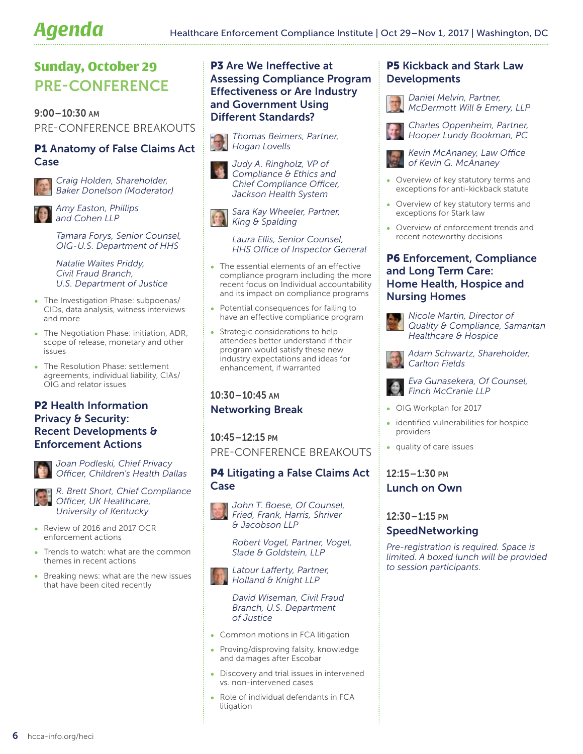# Agenda

## Sunday, October 29
## PRE-CONFERENCE

**9:00–10:30 AM**
PRE-CONFERENCE BREAKOUTS

### P1 Anatomy of False Claims Act Case

*Craig Holden, Shareholder, Baker Donelson (Moderator)*

*Amy Easton, Phillips and Cohen LLP*

*Tamara Forys, Senior Counsel, OIG-U.S. Department of HHS*

*Natalie Waites Priddy, Civil Fraud Branch, U.S. Department of Justice*

- The Investigation Phase: subpoenas/CIDs, data analysis, witness interviews and more
- The Negotiation Phase: initiation, ADR, scope of release, monetary and other issues
- The Resolution Phase: settlement agreements, individual liability, CIAs/OIG and relator issues

### P2 Health Information Privacy & Security: Recent Developments & Enforcement Actions

*Joan Podleski, Chief Privacy Officer, Children's Health Dallas*

*R. Brett Short, Chief Compliance Officer, UK Healthcare, University of Kentucky*

- Review of 2016 and 2017 OCR enforcement actions
- Trends to watch: what are the common themes in recent actions
- Breaking news: what are the new issues that have been cited recently

### P3 Are We Ineffective at Assessing Compliance Program Effectiveness or Are Industry and Government Using Different Standards?

*Thomas Beimers, Partner, Hogan Lovells*

*Judy A. Ringholz, VP of Compliance & Ethics and Chief Compliance Officer, Jackson Health System*

*Sara Kay Wheeler, Partner, King & Spalding*

*Laura Ellis, Senior Counsel, HHS Office of Inspector General*

- The essential elements of an effective compliance program including the more recent focus on Individual accountability and its impact on compliance programs
- Potential consequences for failing to have an effective compliance program
- Strategic considerations to help attendees better understand if their program would satisfy these new industry expectations and ideas for enhancement, if warranted

**10:30–10:45 AM**
**Networking Break**

**10:45–12:15 PM**
PRE-CONFERENCE BREAKOUTS

### P4 Litigating a False Claims Act Case

*John T. Boese, Of Counsel, Fried, Frank, Harris, Shriver & Jacobson LLP*

*Robert Vogel, Partner, Vogel, Slade & Goldstein, LLP*

*Latour Lafferty, Partner, Holland & Knight LLP*

*David Wiseman, Civil Fraud Branch, U.S. Department of Justice*

- Common motions in FCA litigation
- Proving/disproving falsity, knowledge and damages after Escobar
- Discovery and trial issues in intervened vs. non-intervened cases
- Role of individual defendants in FCA litigation

### P5 Kickback and Stark Law Developments

*Daniel Melvin, Partner, McDermott Will & Emery, LLP*

*Charles Oppenheim, Partner, Hooper Lundy Bookman, PC*

*Kevin McAnaney, Law Office of Kevin G. McAnaney*

- Overview of key statutory terms and exceptions for anti-kickback statute
- Overview of key statutory terms and exceptions for Stark law
- Overview of enforcement trends and recent noteworthy decisions

### P6 Enforcement, Compliance and Long Term Care: Home Health, Hospice and Nursing Homes

*Nicole Martin, Director of Quality & Compliance, Samaritan Healthcare & Hospice*

*Adam Schwartz, Shareholder, Carlton Fields*

*Eva Gunasekera, Of Counsel, Finch McCranie LLP*

- OIG Workplan for 2017
- identified vulnerabilities for hospice providers
- quality of care issues

**12:15–1:30 PM**
**Lunch on Own**

**12:30–1:15 PM**
**SpeedNetworking**

*Pre-registration is required. Space is limited. A boxed lunch will be provided to session participants.*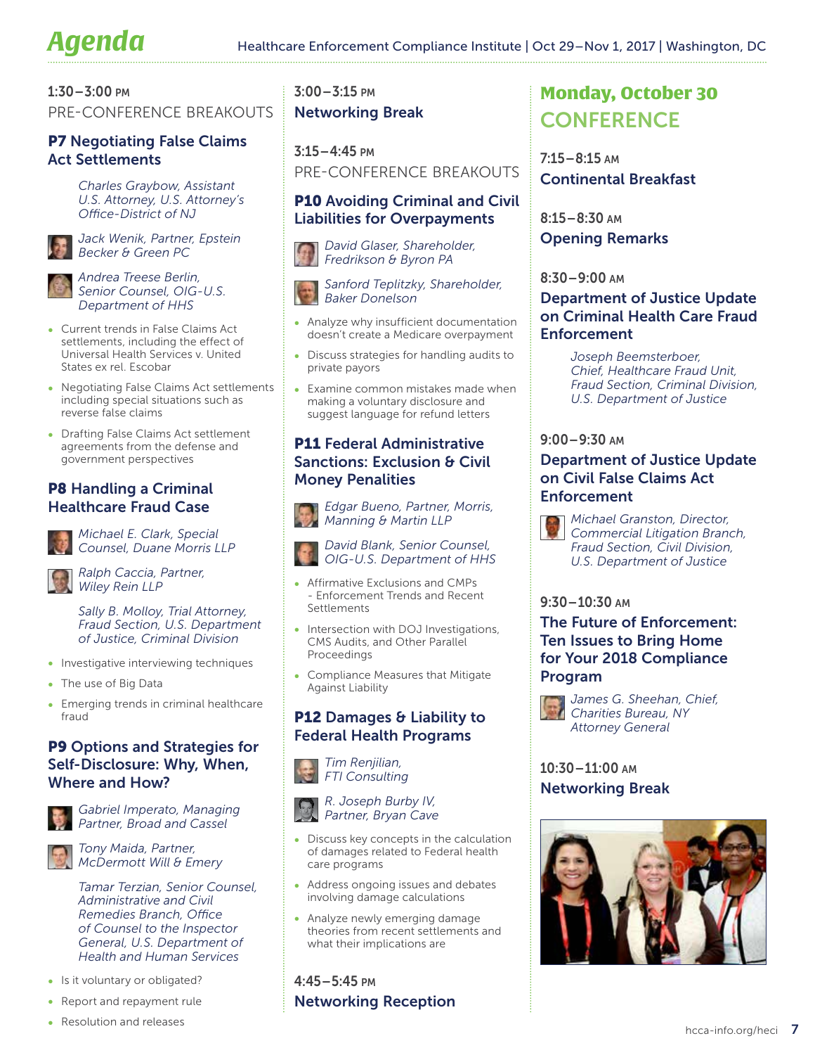# Agenda

## 1:30–3:00 PM
PRE-CONFERENCE BREAKOUTS

### P7 Negotiating False Claims Act Settlements

*Charles Graybow, Assistant U.S. Attorney, U.S. Attorney's Office-District of NJ*

*Jack Wenik, Partner, Epstein Becker & Green PC*

*Andrea Treese Berlin, Senior Counsel, OIG-U.S. Department of HHS*

- Current trends in False Claims Act settlements, including the effect of Universal Health Services v. United States ex rel. Escobar
- Negotiating False Claims Act settlements including special situations such as reverse false claims
- Drafting False Claims Act settlement agreements from the defense and government perspectives

### P8 Handling a Criminal Healthcare Fraud Case

*Michael E. Clark, Special Counsel, Duane Morris LLP*

*Ralph Caccia, Partner, Wiley Rein LLP*

*Sally B. Molloy, Trial Attorney, Fraud Section, U.S. Department of Justice, Criminal Division*

- Investigative interviewing techniques
- The use of Big Data
- Emerging trends in criminal healthcare fraud

### P9 Options and Strategies for Self-Disclosure: Why, When, Where and How?

*Gabriel Imperato, Managing Partner, Broad and Cassel*

*Tony Maida, Partner, McDermott Will & Emery*

*Tamar Terzian, Senior Counsel, Administrative and Civil Remedies Branch, Office of Counsel to the Inspector General, U.S. Department of Health and Human Services*

- Is it voluntary or obligated?
- Report and repayment rule
- Resolution and releases

## 3:00–3:15 PM
### Networking Break

## 3:15–4:45 PM
PRE-CONFERENCE BREAKOUTS

### P10 Avoiding Criminal and Civil Liabilities for Overpayments

*David Glaser, Shareholder, Fredrikson & Byron PA*

*Sanford Teplitzky, Shareholder, Baker Donelson*

- Analyze why insufficient documentation doesn't create a Medicare overpayment
- Discuss strategies for handling audits to private payors
- Examine common mistakes made when making a voluntary disclosure and suggest language for refund letters

### P11 Federal Administrative Sanctions: Exclusion & Civil Money Penalities

*Edgar Bueno, Partner, Morris, Manning & Martin LLP*

*David Blank, Senior Counsel, OIG-U.S. Department of HHS*

- Affirmative Exclusions and CMPs - Enforcement Trends and Recent Settlements
- Intersection with DOJ Investigations, CMS Audits, and Other Parallel Proceedings
- Compliance Measures that Mitigate Against Liability

### P12 Damages & Liability to Federal Health Programs

*Tim Renjilian, FTI Consulting*

*R. Joseph Burby IV, Partner, Bryan Cave*

- Discuss key concepts in the calculation of damages related to Federal health care programs
- Address ongoing issues and debates involving damage calculations
- Analyze newly emerging damage theories from recent settlements and what their implications are

## 4:45–5:45 PM
### Networking Reception

# Monday, October 30
# CONFERENCE

## 7:15–8:15 AM
### Continental Breakfast

## 8:15–8:30 AM
### Opening Remarks

## 8:30–9:00 AM
### Department of Justice Update on Criminal Health Care Fraud Enforcement

*Joseph Beemsterboer, Chief, Healthcare Fraud Unit, Fraud Section, Criminal Division, U.S. Department of Justice*

## 9:00–9:30 AM
### Department of Justice Update on Civil False Claims Act Enforcement

*Michael Granston, Director, Commercial Litigation Branch, Fraud Section, Civil Division, U.S. Department of Justice*

## 9:30–10:30 AM
### The Future of Enforcement: Ten Issues to Bring Home for Your 2018 Compliance Program

*James G. Sheehan, Chief, Charities Bureau, NY Attorney General*

## 10:30–11:00 AM
### Networking Break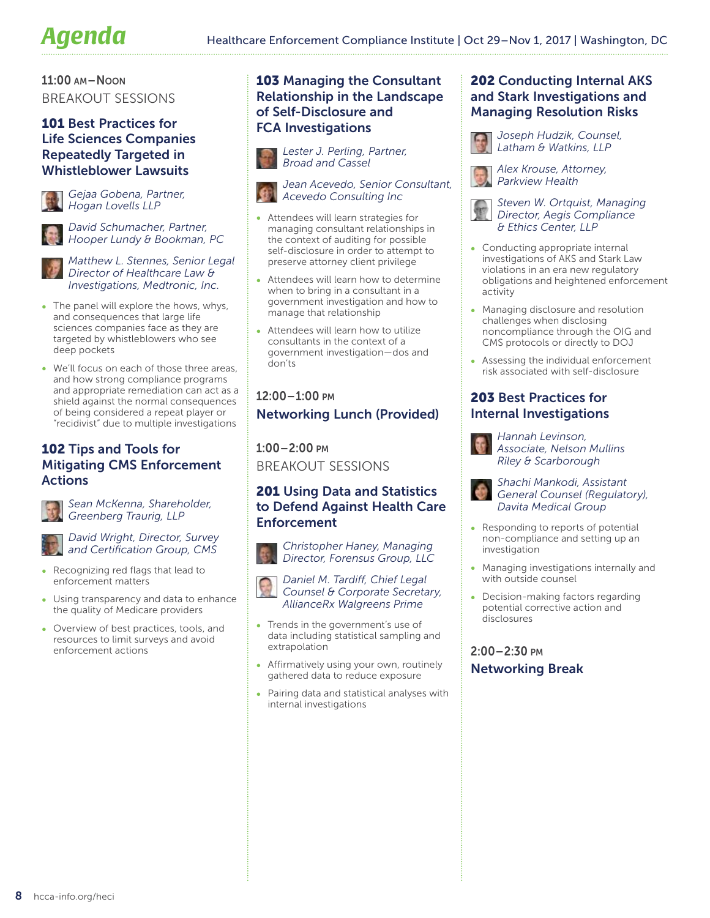# Agenda

## 11:00 AM–NOON

BREAKOUT SESSIONS

### 101 Best Practices for Life Sciences Companies Repeatedly Targeted in Whistleblower Lawsuits

*Gejaa Gobena, Partner, Hogan Lovells LLP*

*David Schumacher, Partner, Hooper Lundy & Bookman, PC*

*Matthew L. Stennes, Senior Legal Director of Healthcare Law & Investigations, Medtronic, Inc.*

- The panel will explore the hows, whys, and consequences that large life sciences companies face as they are targeted by whistleblowers who see deep pockets
- We'll focus on each of those three areas, and how strong compliance programs and appropriate remediation can act as a shield against the normal consequences of being considered a repeat player or "recidivist" due to multiple investigations

### 102 Tips and Tools for Mitigating CMS Enforcement Actions

*Sean McKenna, Shareholder, Greenberg Traurig, LLP*

*David Wright, Director, Survey and Certification Group, CMS*

- Recognizing red flags that lead to enforcement matters
- Using transparency and data to enhance the quality of Medicare providers
- Overview of best practices, tools, and resources to limit surveys and avoid enforcement actions

### 103 Managing the Consultant Relationship in the Landscape of Self-Disclosure and FCA Investigations

*Lester J. Perling, Partner, Broad and Cassel*

*Jean Acevedo, Senior Consultant, Acevedo Consulting Inc*

- Attendees will learn strategies for managing consultant relationships in the context of auditing for possible self-disclosure in order to attempt to preserve attorney client privilege
- Attendees will learn how to determine when to bring in a consultant in a government investigation and how to manage that relationship
- Attendees will learn how to utilize consultants in the context of a government investigation—dos and don'ts

## 12:00–1:00 PM

### Networking Lunch (Provided)

## 1:00–2:00 PM

BREAKOUT SESSIONS

### 201 Using Data and Statistics to Defend Against Health Care Enforcement

*Christopher Haney, Managing Director, Forensus Group, LLC*

*Daniel M. Tardiff, Chief Legal Counsel & Corporate Secretary, AllianceRx Walgreens Prime*

- Trends in the government's use of data including statistical sampling and extrapolation
- Affirmatively using your own, routinely gathered data to reduce exposure
- Pairing data and statistical analyses with internal investigations

### 202 Conducting Internal AKS and Stark Investigations and Managing Resolution Risks

*Joseph Hudzik, Counsel, Latham & Watkins, LLP*

*Alex Krouse, Attorney, Parkview Health*

*Steven W. Ortquist, Managing Director, Aegis Compliance & Ethics Center, LLP*

- Conducting appropriate internal investigations of AKS and Stark Law violations in an era new regulatory obligations and heightened enforcement activity
- Managing disclosure and resolution challenges when disclosing noncompliance through the OIG and CMS protocols or directly to DOJ
- Assessing the individual enforcement risk associated with self-disclosure

### 203 Best Practices for Internal Investigations

*Hannah Levinson, Associate, Nelson Mullins Riley & Scarborough*

*Shachi Mankodi, Assistant General Counsel (Regulatory), Davita Medical Group*

- Responding to reports of potential non-compliance and setting up an investigation
- Managing investigations internally and with outside counsel
- Decision-making factors regarding potential corrective action and disclosures

## 2:00–2:30 PM

### Networking Break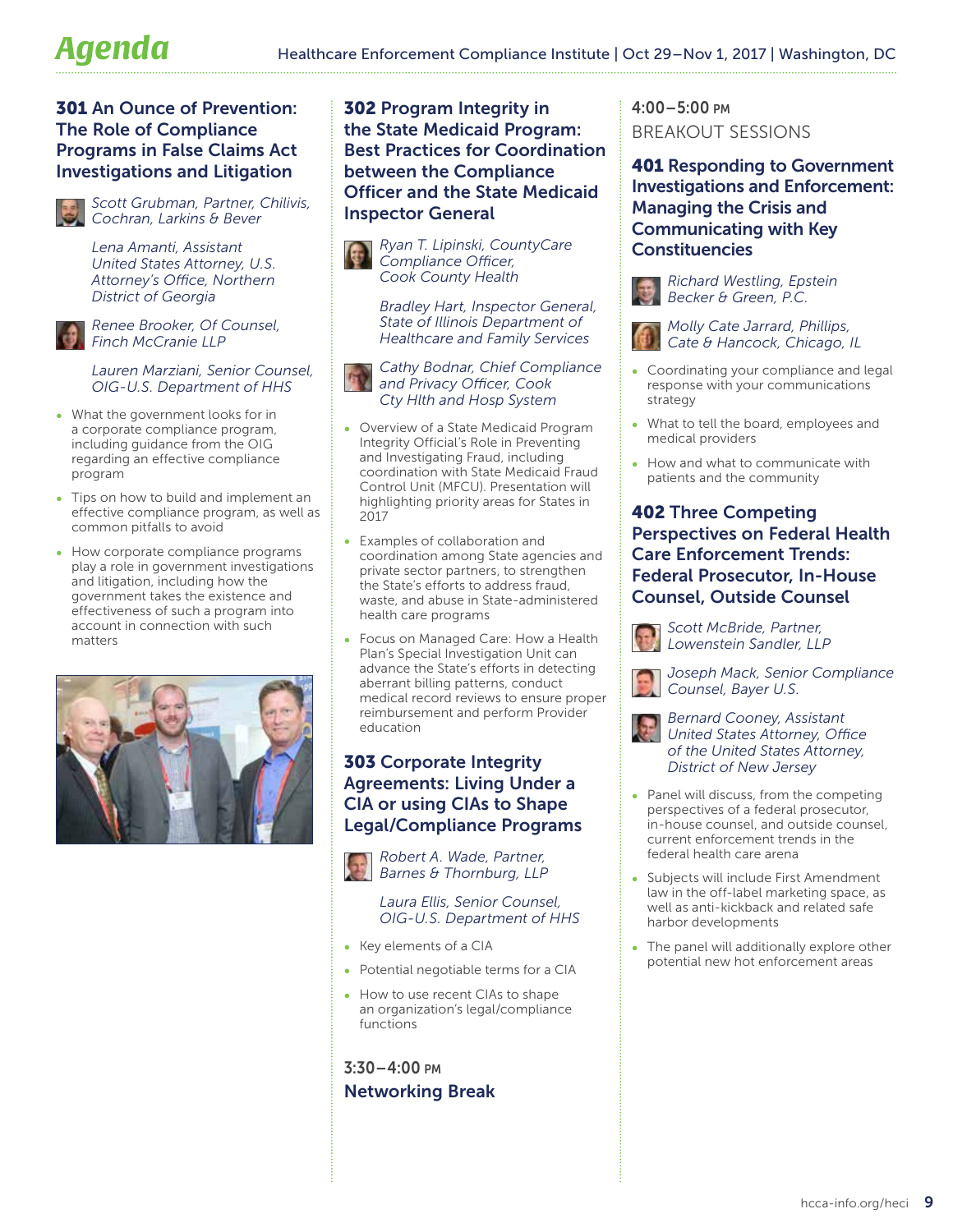## 301 An Ounce of Prevention: The Role of Compliance Programs in False Claims Act Investigations and Litigation

*Scott Grubman, Partner, Chilivis, Cochran, Larkins & Bever*

*Lena Amanti, Assistant United States Attorney, U.S. Attorney's Office, Northern District of Georgia*

*Renee Brooker, Of Counsel, Finch McCranie LLP*

*Lauren Marziani, Senior Counsel, OIG-U.S. Department of HHS*

- What the government looks for in a corporate compliance program, including guidance from the OIG regarding an effective compliance program
- Tips on how to build and implement an effective compliance program, as well as common pitfalls to avoid
- How corporate compliance programs play a role in government investigations and litigation, including how the government takes the existence and effectiveness of such a program into account in connection with such matters

## 302 Program Integrity in the State Medicaid Program: Best Practices for Coordination between the Compliance Officer and the State Medicaid Inspector General

*Ryan T. Lipinski, CountyCare Compliance Officer, Cook County Health*

*Bradley Hart, Inspector General, State of Illinois Department of Healthcare and Family Services*

*Cathy Bodnar, Chief Compliance and Privacy Officer, Cook Cty Hlth and Hosp System*

- Overview of a State Medicaid Program Integrity Official's Role in Preventing and Investigating Fraud, including coordination with State Medicaid Fraud Control Unit (MFCU). Presentation will highlighting priority areas for States in 2017
- Examples of collaboration and coordination among State agencies and private sector partners, to strengthen the State's efforts to address fraud, waste, and abuse in State-administered health care programs
- Focus on Managed Care: How a Health Plan's Special Investigation Unit can advance the State's efforts in detecting aberrant billing patterns, conduct medical record reviews to ensure proper reimbursement and perform Provider education

## 303 Corporate Integrity Agreements: Living Under a CIA or using CIAs to Shape Legal/Compliance Programs

*Robert A. Wade, Partner, Barnes & Thornburg, LLP*

*Laura Ellis, Senior Counsel, OIG-U.S. Department of HHS*

- Key elements of a CIA
- Potential negotiable terms for a CIA
- How to use recent CIAs to shape an organization's legal/compliance functions

### 3:30–4:00 PM
### Networking Break

### 4:00–5:00 PM
### BREAKOUT SESSIONS

## 401 Responding to Government Investigations and Enforcement: Managing the Crisis and Communicating with Key Constituencies

*Richard Westling, Epstein Becker & Green, P.C.*

*Molly Cate Jarrard, Phillips, Cate & Hancock, Chicago, IL*

- Coordinating your compliance and legal response with your communications strategy
- What to tell the board, employees and medical providers
- How and what to communicate with patients and the community

## 402 Three Competing Perspectives on Federal Health Care Enforcement Trends: Federal Prosecutor, In-House Counsel, Outside Counsel

*Scott McBride, Partner, Lowenstein Sandler, LLP*

*Joseph Mack, Senior Compliance Counsel, Bayer U.S.*

*Bernard Cooney, Assistant United States Attorney, Office of the United States Attorney, District of New Jersey*

- Panel will discuss, from the competing perspectives of a federal prosecutor, in-house counsel, and outside counsel, current enforcement trends in the federal health care arena
- Subjects will include First Amendment law in the off-label marketing space, as well as anti-kickback and related safe harbor developments
- The panel will additionally explore other potential new hot enforcement areas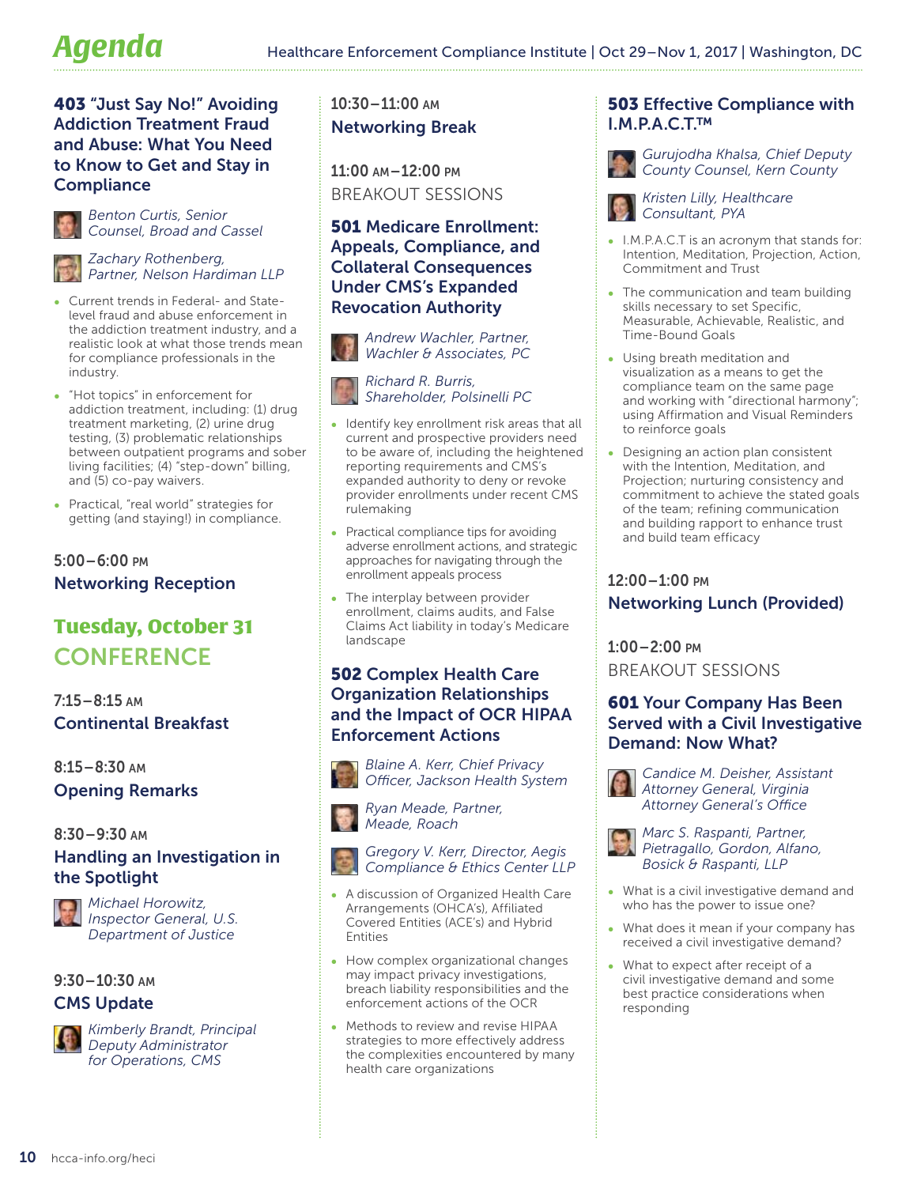## 403 "Just Say No!" Avoiding Addiction Treatment Fraud and Abuse: What You Need to Know to Get and Stay in Compliance

*Benton Curtis, Senior Counsel, Broad and Cassel*

*Zachary Rothenberg, Partner, Nelson Hardiman LLP*

- Current trends in Federal- and State-level fraud and abuse enforcement in the addiction treatment industry, and a realistic look at what those trends mean for compliance professionals in the industry.
- "Hot topics" in enforcement for addiction treatment, including: (1) drug treatment marketing, (2) urine drug testing, (3) problematic relationships between outpatient programs and sober living facilities; (4) "step-down" billing, and (5) co-pay waivers.
- Practical, "real world" strategies for getting (and staying!) in compliance.

### 5:00–6:00 PM
### Networking Reception

# Tuesday, October 31
# CONFERENCE

### 7:15–8:15 AM
### Continental Breakfast

### 8:15–8:30 AM
### Opening Remarks

### 8:30–9:30 AM
### Handling an Investigation in the Spotlight

*Michael Horowitz, Inspector General, U.S. Department of Justice*

### 9:30–10:30 AM
### CMS Update

*Kimberly Brandt, Principal Deputy Administrator for Operations, CMS*

### 10:30–11:00 AM
### Networking Break

### 11:00 AM–12:00 PM
BREAKOUT SESSIONS

## 501 Medicare Enrollment: Appeals, Compliance, and Collateral Consequences Under CMS's Expanded Revocation Authority

*Andrew Wachler, Partner, Wachler & Associates, PC*

*Richard R. Burris, Shareholder, Polsinelli PC*

- Identify key enrollment risk areas that all current and prospective providers need to be aware of, including the heightened reporting requirements and CMS's expanded authority to deny or revoke provider enrollments under recent CMS rulemaking
- Practical compliance tips for avoiding adverse enrollment actions, and strategic approaches for navigating through the enrollment appeals process
- The interplay between provider enrollment, claims audits, and False Claims Act liability in today's Medicare landscape

## 502 Complex Health Care Organization Relationships and the Impact of OCR HIPAA Enforcement Actions

*Blaine A. Kerr, Chief Privacy Officer, Jackson Health System*

*Ryan Meade, Partner, Meade, Roach*

*Gregory V. Kerr, Director, Aegis Compliance & Ethics Center LLP*

- A discussion of Organized Health Care Arrangements (OHCA's), Affiliated Covered Entities (ACE's) and Hybrid Entities
- How complex organizational changes may impact privacy investigations, breach liability responsibilities and the enforcement actions of the OCR
- Methods to review and revise HIPAA strategies to more effectively address the complexities encountered by many health care organizations

## 503 Effective Compliance with I.M.P.A.C.T.™

*Gurujodha Khalsa, Chief Deputy County Counsel, Kern County*

*Kristen Lilly, Healthcare Consultant, PYA*

- I.M.P.A.C.T is an acronym that stands for: Intention, Meditation, Projection, Action, Commitment and Trust
- The communication and team building skills necessary to set Specific, Measurable, Achievable, Realistic, and Time-Bound Goals
- Using breath meditation and visualization as a means to get the compliance team on the same page and working with "directional harmony"; using Affirmation and Visual Reminders to reinforce goals
- Designing an action plan consistent with the Intention, Meditation, and Projection; nurturing consistency and commitment to achieve the stated goals of the team; refining communication and building rapport to enhance trust and build team efficacy

### 12:00–1:00 PM
### Networking Lunch (Provided)

### 1:00–2:00 PM
BREAKOUT SESSIONS

## 601 Your Company Has Been Served with a Civil Investigative Demand: Now What?

*Candice M. Deisher, Assistant Attorney General, Virginia Attorney General's Office*

*Marc S. Raspanti, Partner, Pietragallo, Gordon, Alfano, Bosick & Raspanti, LLP*

- What is a civil investigative demand and who has the power to issue one?
- What does it mean if your company has received a civil investigative demand?
- What to expect after receipt of a civil investigative demand and some best practice considerations when responding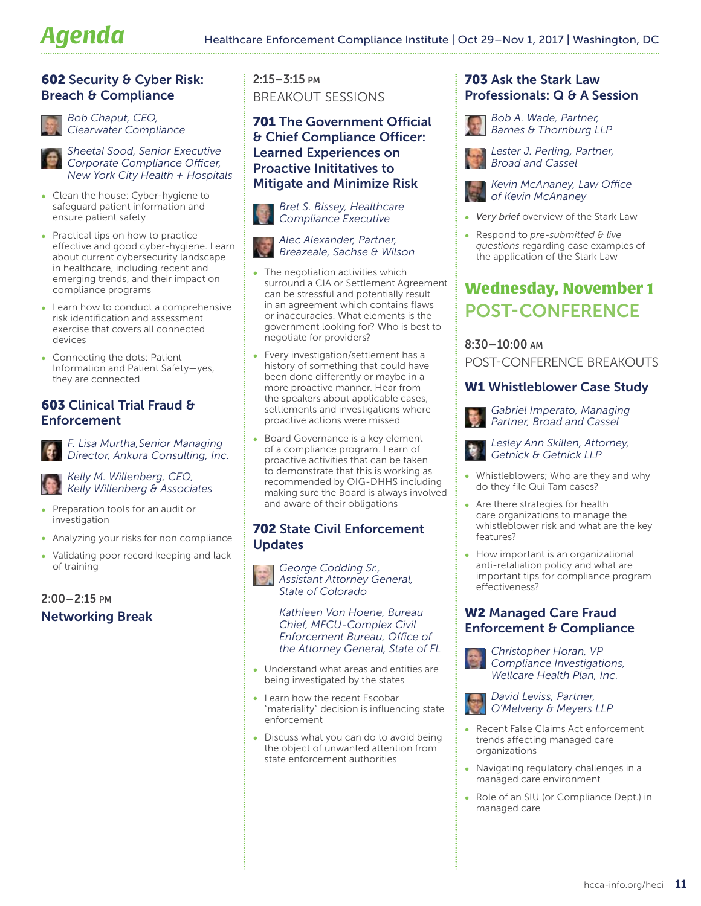## 602 Security & Cyber Risk: Breach & Compliance

*Bob Chaput, CEO, Clearwater Compliance*

*Sheetal Sood, Senior Executive Corporate Compliance Officer, New York City Health + Hospitals*

- Clean the house: Cyber-hygiene to safeguard patient information and ensure patient safety
- Practical tips on how to practice effective and good cyber-hygiene. Learn about current cybersecurity landscape in healthcare, including recent and emerging trends, and their impact on compliance programs
- Learn how to conduct a comprehensive risk identification and assessment exercise that covers all connected devices
- Connecting the dots: Patient Information and Patient Safety—yes, they are connected

## 603 Clinical Trial Fraud & Enforcement

*F. Lisa Murtha, Senior Managing Director, Ankura Consulting, Inc.*

*Kelly M. Willenberg, CEO, Kelly Willenberg & Associates*

- Preparation tools for an audit or investigation
- Analyzing your risks for non compliance
- Validating poor record keeping and lack of training

### 2:00–2:15 PM
### Networking Break

### 2:15–3:15 PM
### BREAKOUT SESSIONS

## 701 The Government Official & Chief Compliance Officer: Learned Experiences on Proactive Inititatives to Mitigate and Minimize Risk

*Bret S. Bissey, Healthcare Compliance Executive*

*Alec Alexander, Partner, Breazeale, Sachse & Wilson*

- The negotiation activities which surround a CIA or Settlement Agreement can be stressful and potentially result in an agreement which contains flaws or inaccuracies. What elements is the government looking for? Who is best to negotiate for providers?
- Every investigation/settlement has a history of something that could have been done differently or maybe in a more proactive manner. Hear from the speakers about applicable cases, settlements and investigations where proactive actions were missed
- Board Governance is a key element of a compliance program. Learn of proactive activities that can be taken to demonstrate that this is working as recommended by OIG-DHHS including making sure the Board is always involved and aware of their obligations

## 702 State Civil Enforcement Updates

*George Codding Sr., Assistant Attorney General, State of Colorado*

*Kathleen Von Hoene, Bureau Chief, MFCU-Complex Civil Enforcement Bureau, Office of the Attorney General, State of FL*

- Understand what areas and entities are being investigated by the states
- Learn how the recent Escobar "materiality" decision is influencing state enforcement
- Discuss what you can do to avoid being the object of unwanted attention from state enforcement authorities

## 703 Ask the Stark Law Professionals: Q & A Session

*Bob A. Wade, Partner, Barnes & Thornburg LLP*

*Lester J. Perling, Partner, Broad and Cassel*

*Kevin McAnaney, Law Office of Kevin McAnaney*

- ***Very brief*** overview of the Stark Law
- Respond to *pre-submitted & live questions* regarding case examples of the application of the Stark Law

# Wednesday, November 1
# POST-CONFERENCE

### 8:30–10:00 AM
### POST-CONFERENCE BREAKOUTS

## W1 Whistleblower Case Study

*Gabriel Imperato, Managing Partner, Broad and Cassel*

*Lesley Ann Skillen, Attorney, Getnick & Getnick LLP*

- Whistleblowers; Who are they and why do they file Qui Tam cases?
- Are there strategies for health care organizations to manage the whistleblower risk and what are the key features?
- How important is an organizational anti-retaliation policy and what are important tips for compliance program effectiveness?

## W2 Managed Care Fraud Enforcement & Compliance

*Christopher Horan, VP Compliance Investigations, Wellcare Health Plan, Inc.*

*David Leviss, Partner, O'Melveny & Meyers LLP*

- Recent False Claims Act enforcement trends affecting managed care organizations
- Navigating regulatory challenges in a managed care environment
- Role of an SIU (or Compliance Dept.) in managed care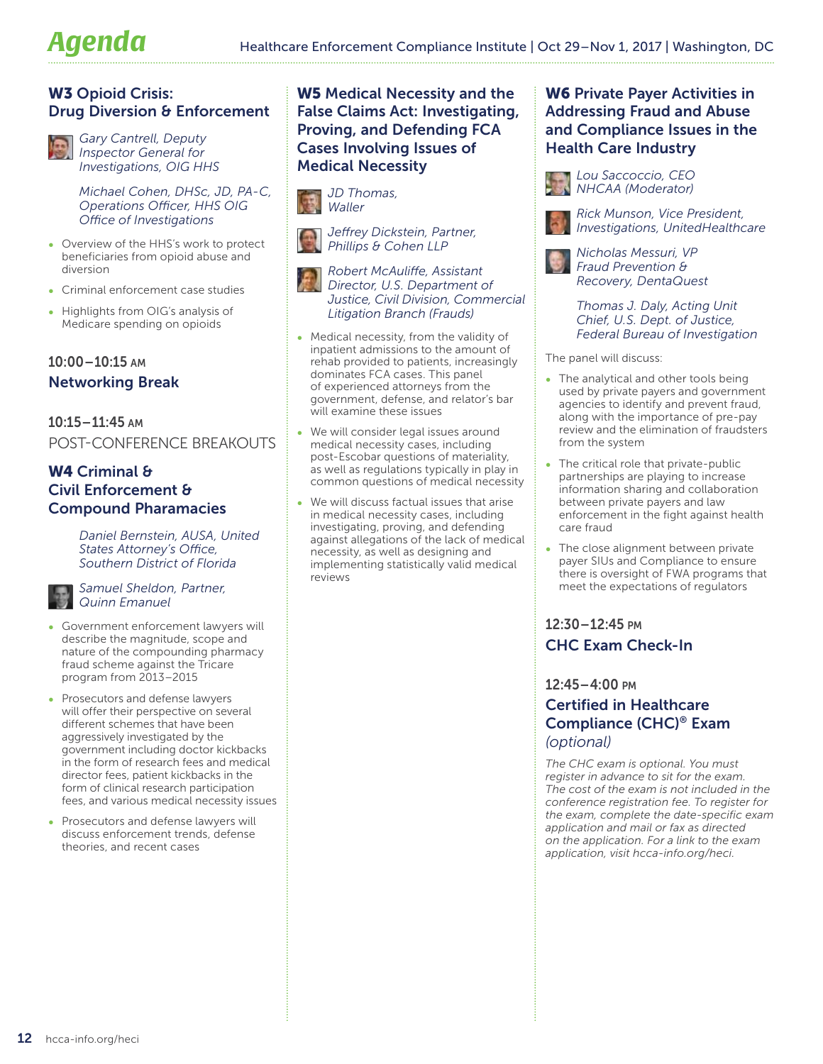# Agenda

### W3 Opioid Crisis: Drug Diversion & Enforcement

*Gary Cantrell, Deputy Inspector General for Investigations, OIG HHS*

*Michael Cohen, DHSc, JD, PA-C, Operations Officer, HHS OIG Office of Investigations*

- Overview of the HHS's work to protect beneficiaries from opioid abuse and diversion
- Criminal enforcement case studies
- Highlights from OIG's analysis of Medicare spending on opioids

**10:00–10:15 AM**

### Networking Break

**10:15–11:45 AM**

POST-CONFERENCE BREAKOUTS

### W4 Criminal & Civil Enforcement & Compound Pharamacies

*Daniel Bernstein, AUSA, United States Attorney's Office, Southern District of Florida*

*Samuel Sheldon, Partner, Quinn Emanuel*

- Government enforcement lawyers will describe the magnitude, scope and nature of the compounding pharmacy fraud scheme against the Tricare program from 2013–2015
- Prosecutors and defense lawyers will offer their perspective on several different schemes that have been aggressively investigated by the government including doctor kickbacks in the form of research fees and medical director fees, patient kickbacks in the form of clinical research participation fees, and various medical necessity issues
- Prosecutors and defense lawyers will discuss enforcement trends, defense theories, and recent cases

### W5 Medical Necessity and the False Claims Act: Investigating, Proving, and Defending FCA Cases Involving Issues of Medical Necessity

*JD Thomas, Waller*

*Jeffrey Dickstein, Partner, Phillips & Cohen LLP*

*Robert McAuliffe, Assistant Director, U.S. Department of Justice, Civil Division, Commercial Litigation Branch (Frauds)*

- Medical necessity, from the validity of inpatient admissions to the amount of rehab provided to patients, increasingly dominates FCA cases. This panel of experienced attorneys from the government, defense, and relator's bar will examine these issues
- We will consider legal issues around medical necessity cases, including post-Escobar questions of materiality, as well as regulations typically in play in common questions of medical necessity
- We will discuss factual issues that arise in medical necessity cases, including investigating, proving, and defending against allegations of the lack of medical necessity, as well as designing and implementing statistically valid medical reviews

### W6 Private Payer Activities in Addressing Fraud and Abuse and Compliance Issues in the Health Care Industry

*Lou Saccoccio, CEO NHCAA (Moderator)*

*Rick Munson, Vice President, Investigations, UnitedHealthcare*

*Nicholas Messuri, VP Fraud Prevention & Recovery, DentaQuest*

*Thomas J. Daly, Acting Unit Chief, U.S. Dept. of Justice, Federal Bureau of Investigation*

The panel will discuss:

- The analytical and other tools being used by private payers and government agencies to identify and prevent fraud, along with the importance of pre-pay review and the elimination of fraudsters from the system
- The critical role that private-public partnerships are playing to increase information sharing and collaboration between private payers and law enforcement in the fight against health care fraud
- The close alignment between private payer SIUs and Compliance to ensure there is oversight of FWA programs that meet the expectations of regulators

**12:30–12:45 PM**

### CHC Exam Check-In

**12:45–4:00 PM**

### Certified in Healthcare Compliance (CHC)® Exam *(optional)*

*The CHC exam is optional. You must register in advance to sit for the exam. The cost of the exam is not included in the conference registration fee. To register for the exam, complete the date-specific exam application and mail or fax as directed on the application. For a link to the exam application, visit hcca-info.org/heci.*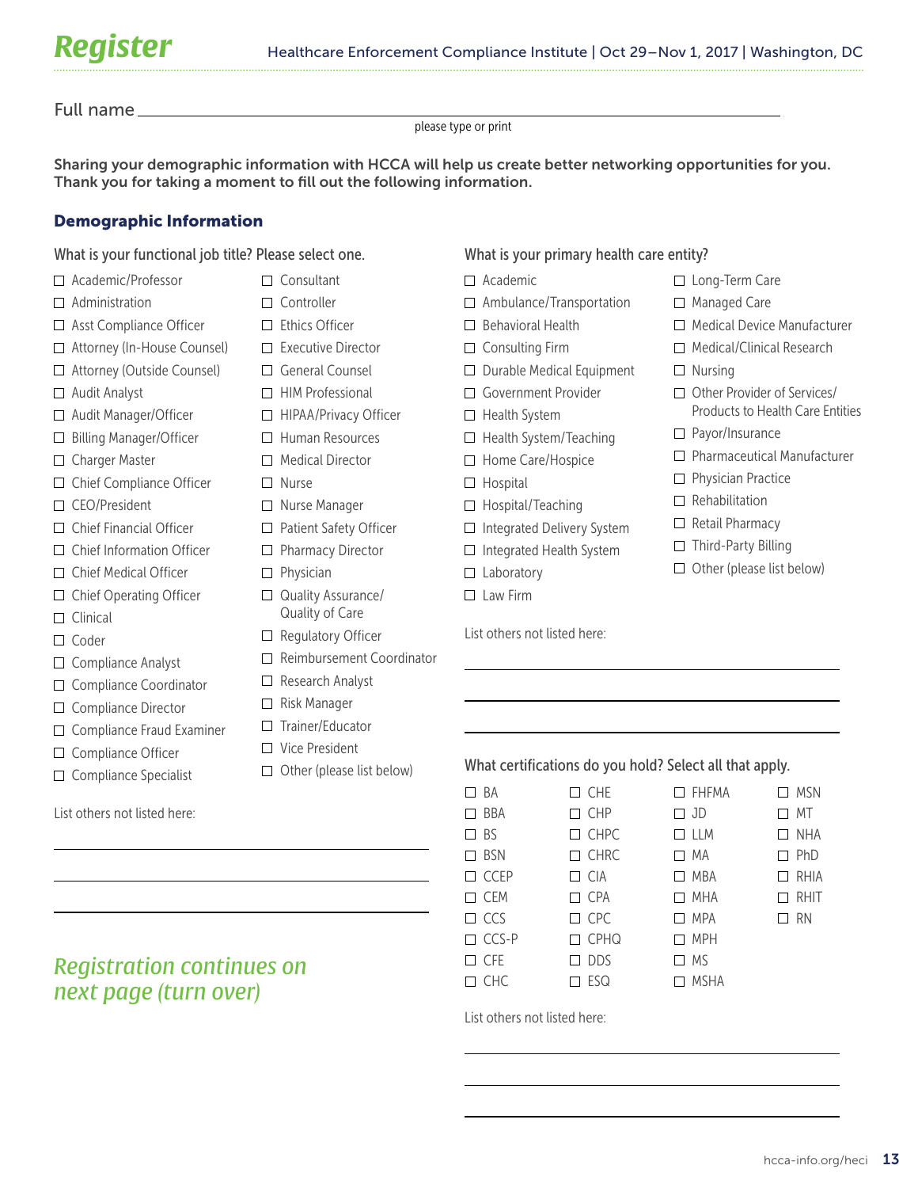# Register

Healthcare Enforcement Compliance Institute | Oct 29–Nov 1, 2017 | Washington, DC

Full name ___________________________________________

please type or print

**Sharing your demographic information with HCCA will help us create better networking opportunities for you. Thank you for taking a moment to fill out the following information.**

## Demographic Information

What is your functional job title? Please select one.

- ☐ Academic/Professor
- ☐ Administration
- ☐ Asst Compliance Officer
- ☐ Attorney (In-House Counsel)
- ☐ Attorney (Outside Counsel)
- ☐ Audit Analyst
- ☐ Audit Manager/Officer
- ☐ Billing Manager/Officer
- ☐ Charger Master
- ☐ Chief Compliance Officer
- ☐ CEO/President
- ☐ Chief Financial Officer
- ☐ Chief Information Officer
- ☐ Chief Medical Officer
- ☐ Chief Operating Officer
- ☐ Clinical
- ☐ Coder
- ☐ Compliance Analyst
- ☐ Compliance Coordinator
- ☐ Compliance Director
- ☐ Compliance Fraud Examiner
- ☐ Compliance Officer
- ☐ Compliance Specialist
- ☐ Consultant
- ☐ Controller
- ☐ Ethics Officer
- ☐ Executive Director
- ☐ General Counsel
- ☐ HIM Professional
- ☐ HIPAA/Privacy Officer
- ☐ Human Resources
- ☐ Medical Director
- ☐ Nurse
- ☐ Nurse Manager
- ☐ Patient Safety Officer
- ☐ Pharmacy Director
- ☐ Physician
- ☐ Quality Assurance/ Quality of Care
- ☐ Regulatory Officer
- ☐ Reimbursement Coordinator
- ☐ Research Analyst
- ☐ Risk Manager
- ☐ Trainer/Educator
- ☐ Vice President
- ☐ Other (please list below)

List others not listed here:

___________________________________________

___________________________________________

___________________________________________

What is your primary health care entity?

- ☐ Academic
- ☐ Ambulance/Transportation
- ☐ Behavioral Health
- ☐ Consulting Firm
- ☐ Durable Medical Equipment
- ☐ Government Provider
- ☐ Health System
- ☐ Health System/Teaching
- ☐ Home Care/Hospice
- ☐ Hospital
- ☐ Hospital/Teaching
- ☐ Integrated Delivery System
- ☐ Integrated Health System
- ☐ Laboratory
- ☐ Law Firm
- ☐ Long-Term Care
- ☐ Managed Care
- ☐ Medical Device Manufacturer
- ☐ Medical/Clinical Research
- ☐ Nursing
- ☐ Other Provider of Services/ Products to Health Care Entities
- ☐ Payor/Insurance
- ☐ Pharmaceutical Manufacturer
- ☐ Physician Practice
- ☐ Rehabilitation
- ☐ Retail Pharmacy
- ☐ Third-Party Billing
- ☐ Other (please list below)

List others not listed here:

___________________________________________

___________________________________________

___________________________________________

What certifications do you hold? Select all that apply.

- ☐ BA
- ☐ BBA
- ☐ BS
- ☐ BSN
- ☐ CCEP
- ☐ CEM
- ☐ CCS
- ☐ CCS-P
- ☐ CFE
- ☐ CHC
- ☐ CHE
- ☐ CHP
- ☐ CHPC
- ☐ CHRC
- ☐ CIA
- ☐ CPA
- ☐ CPC
- ☐ CPHQ
- ☐ DDS
- ☐ ESQ
- ☐ FHFMA
- ☐ JD
- ☐ LLM
- ☐ MA
- ☐ MBA
- ☐ MHA
- ☐ MPA
- ☐ MPH
- ☐ MS
- ☐ MSHA
- ☐ MSN
- ☐ MT
- ☐ NHA
- ☐ PhD
- ☐ RHIA
- ☐ RHIT
- ☐ RN

List others not listed here:

___________________________________________

___________________________________________

___________________________________________

*Registration continues on next page (turn over)*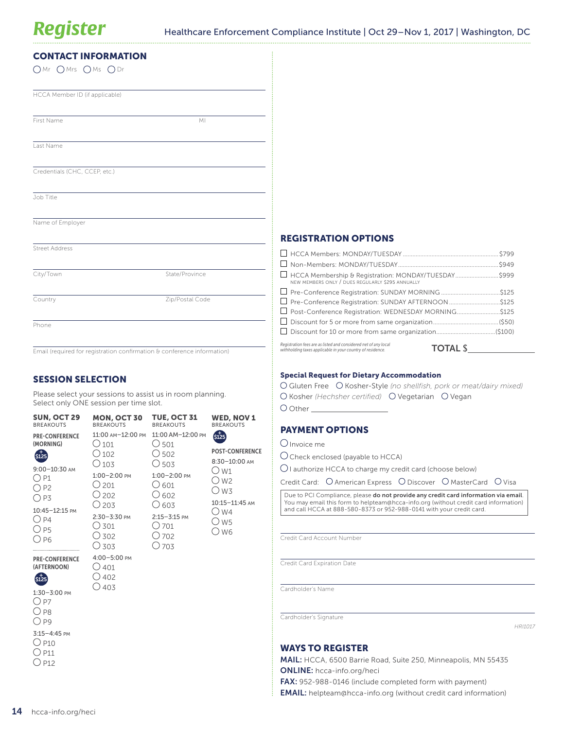# Register

Healthcare Enforcement Compliance Institute | Oct 29–Nov 1, 2017 | Washington, DC

## CONTACT INFORMATION

○ Mr ○ Mrs ○ Ms ○ Dr

HCCA Member ID (if applicable)

First Name MI

Last Name

Credentials (CHC, CCEP, etc.)

Job Title

Name of Employer

Street Address

City/Town State/Province

Country Zip/Postal Code

Phone

Email (required for registration confirmation & conference information)

## SESSION SELECTION

Please select your sessions to assist us in room planning. Select only ONE session per time slot.

| SUN, OCT 29 BREAKOUTS | MON, OCT 30 BREAKOUTS | TUE, OCT 31 BREAKOUTS | WED, NOV 1 BREAKOUTS |
|---|---|---|---|
| **PRE-CONFERENCE (MORNING)** +$125 | 11:00 AM–12:00 PM | 11:00 AM–12:00 PM | +$125 |
| 9:00–10:30 AM | ○ 101 ○ 102 ○ 103 | ○ 501 ○ 502 ○ 503 | **POST-CONFERENCE** |
| ○ P1 ○ P2 ○ P3 | 1:00–2:00 PM | 1:00–2:00 PM | 8:30–10:00 AM |
| 10:45–12:15 PM | ○ 201 ○ 202 ○ 203 | ○ 601 ○ 602 ○ 603 | ○ W1 ○ W2 ○ W3 |
| ○ P4 ○ P5 ○ P6 | 2:30–3:30 PM | 2:15–3:15 PM | 10:15–11:45 AM |
| **PRE-CONFERENCE (AFTERNOON)** +$125 | ○ 301 ○ 302 ○ 303 | ○ 701 ○ 702 ○ 703 | ○ W4 ○ W5 ○ W6 |
| 1:30–3:00 PM | 4:00–5:00 PM | | |
| ○ P7 ○ P8 ○ P9 | ○ 401 ○ 402 ○ 403 | | |
| 3:15–4:45 PM | | | |
| ○ P10 ○ P11 ○ P12 | | | |

## REGISTRATION OPTIONS

- ☐ HCCA Members: MONDAY/TUESDAY ..... $799
- ☐ Non-Members: MONDAY/TUESDAY ..... $949
- ☐ HCCA Membership & Registration: MONDAY/TUESDAY ..... $999
  NEW MEMBERS ONLY / DUES REGULARLY $295 ANNUALLY
- ☐ Pre-Conference Registration: SUNDAY MORNING ..... $125
- ☐ Pre-Conference Registration: SUNDAY AFTERNOON ..... $125
- ☐ Post-Conference Registration: WEDNESDAY MORNING ..... $125
- ☐ Discount for 5 or more from same organization ..... ($50)
- ☐ Discount for 10 or more from same organization ..... ($100)

*Registration fees are as listed and considered net of any local withholding taxes applicable in your country of residence.*

**TOTAL $**\_\_\_\_\_\_\_\_\_\_\_\_

### Special Request for Dietary Accommodation

○ Gluten Free ○ Kosher-Style *(no shellfish, pork or meat/dairy mixed)*
○ Kosher *(Hechsher certified)* ○ Vegetarian ○ Vegan
○ Other \_\_\_\_\_\_\_\_\_\_\_\_

## PAYMENT OPTIONS

○ Invoice me

○ Check enclosed (payable to HCCA)

○ I authorize HCCA to charge my credit card (choose below)

Credit Card: ○ American Express ○ Discover ○ MasterCard ○ Visa

Due to PCI Compliance, please **do not provide any credit card information via email**. You may email this form to helpteam@hcca-info.org (without credit card information) and call HCCA at 888-580-8373 or 952-988-0141 with your credit card.

Credit Card Account Number

Credit Card Expiration Date

Cardholder's Name

Cardholder's Signature

*HRI1017*

## WAYS TO REGISTER

**MAIL:** HCCA, 6500 Barrie Road, Suite 250, Minneapolis, MN 55435
**ONLINE:** hcca-info.org/heci
**FAX:** 952-988-0146 (include completed form with payment)
**EMAIL:** helpteam@hcca-info.org (without credit card information)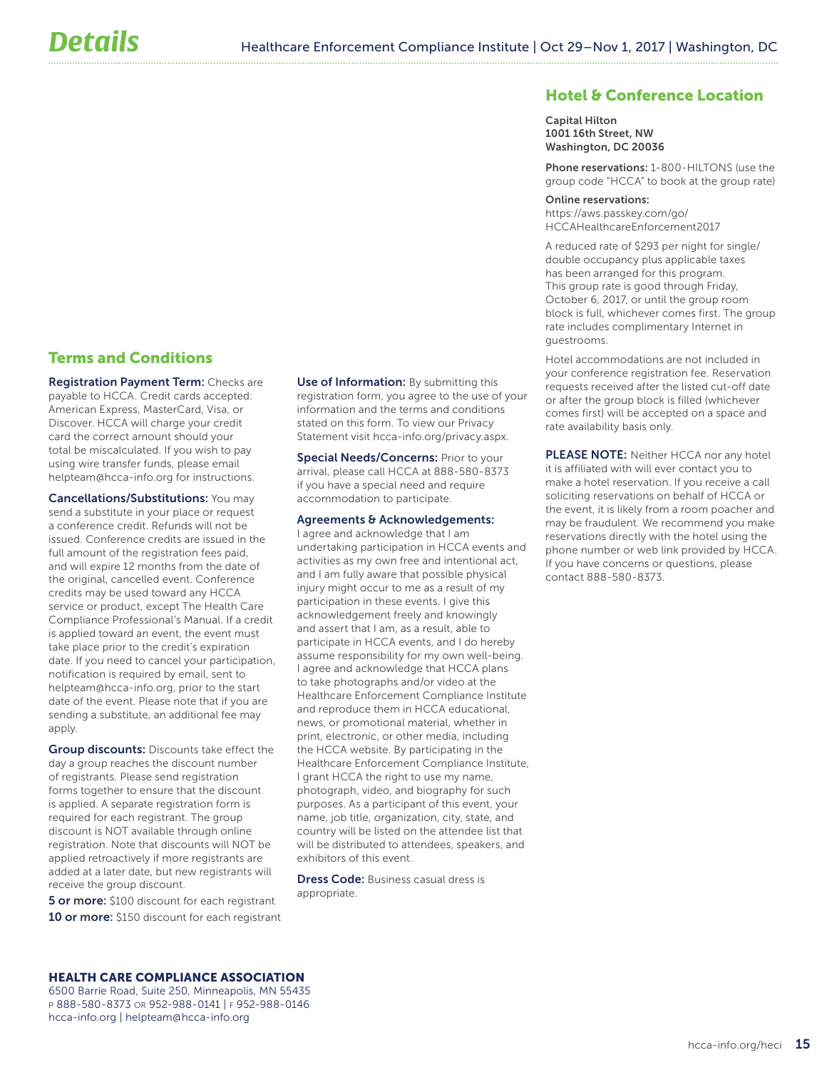# Details

## Hotel & Conference Location

**Capital Hilton**
**1001 16th Street, NW**
**Washington, DC 20036**

**Phone reservations:** 1-800-HILTONS (use the group code "HCCA" to book at the group rate)

**Online reservations:**
https://aws.passkey.com/go/HCCAHealthcareEnforcement2017

A reduced rate of $293 per night for single/double occupancy plus applicable taxes has been arranged for this program. This group rate is good through Friday, October 6, 2017, or until the group room block is full, whichever comes first. The group rate includes complimentary Internet in guestrooms.

Hotel accommodations are not included in your conference registration fee. Reservation requests received after the listed cut-off date or after the group block is filled (whichever comes first) will be accepted on a space and rate availability basis only.

**PLEASE NOTE:** Neither HCCA nor any hotel it is affiliated with will ever contact you to make a hotel reservation. If you receive a call soliciting reservations on behalf of HCCA or the event, it is likely from a room poacher and may be fraudulent. We recommend you make reservations directly with the hotel using the phone number or web link provided by HCCA. If you have concerns or questions, please contact 888-580-8373.

## Terms and Conditions

**Registration Payment Term:** Checks are payable to HCCA. Credit cards accepted: American Express, MasterCard, Visa, or Discover. HCCA will charge your credit card the correct amount should your total be miscalculated. If you wish to pay using wire transfer funds, please email helpteam@hcca-info.org for instructions.

**Cancellations/Substitutions:** You may send a substitute in your place or request a conference credit. Refunds will not be issued. Conference credits are issued in the full amount of the registration fees paid, and will expire 12 months from the date of the original, cancelled event. Conference credits may be used toward any HCCA service or product, except The Health Care Compliance Professional's Manual. If a credit is applied toward an event, the event must take place prior to the credit's expiration date. If you need to cancel your participation, notification is required by email, sent to helpteam@hcca-info.org, prior to the start date of the event. Please note that if you are sending a substitute, an additional fee may apply.

**Group discounts:** Discounts take effect the day a group reaches the discount number of registrants. Please send registration forms together to ensure that the discount is applied. A separate registration form is required for each registrant. The group discount is NOT available through online registration. Note that discounts will NOT be applied retroactively if more registrants are added at a later date, but new registrants will receive the group discount.

**5 or more:** $100 discount for each registrant
**10 or more:** $150 discount for each registrant

**Use of Information:** By submitting this registration form, you agree to the use of your information and the terms and conditions stated on this form. To view our Privacy Statement visit hcca-info.org/privacy.aspx.

**Special Needs/Concerns:** Prior to your arrival, please call HCCA at 888-580-8373 if you have a special need and require accommodation to participate.

**Agreements & Acknowledgements:**
I agree and acknowledge that I am undertaking participation in HCCA events and activities as my own free and intentional act, and I am fully aware that possible physical injury might occur to me as a result of my participation in these events. I give this acknowledgement freely and knowingly and assert that I am, as a result, able to participate in HCCA events, and I do hereby assume responsibility for my own well-being. I agree and acknowledge that HCCA plans to take photographs and/or video at the Healthcare Enforcement Compliance Institute and reproduce them in HCCA educational, news, or promotional material, whether in print, electronic, or other media, including the HCCA website. By participating in the Healthcare Enforcement Compliance Institute, I grant HCCA the right to use my name, photograph, video, and biography for such purposes. As a participant of this event, your name, job title, organization, city, state, and country will be listed on the attendee list that will be distributed to attendees, speakers, and exhibitors of this event.

**Dress Code:** Business casual dress is appropriate.

**HEALTH CARE COMPLIANCE ASSOCIATION**
6500 Barrie Road, Suite 250, Minneapolis, MN 55435
P 888-580-8373 OR 952-988-0141 | F 952-988-0146
hcca-info.org | helpteam@hcca-info.org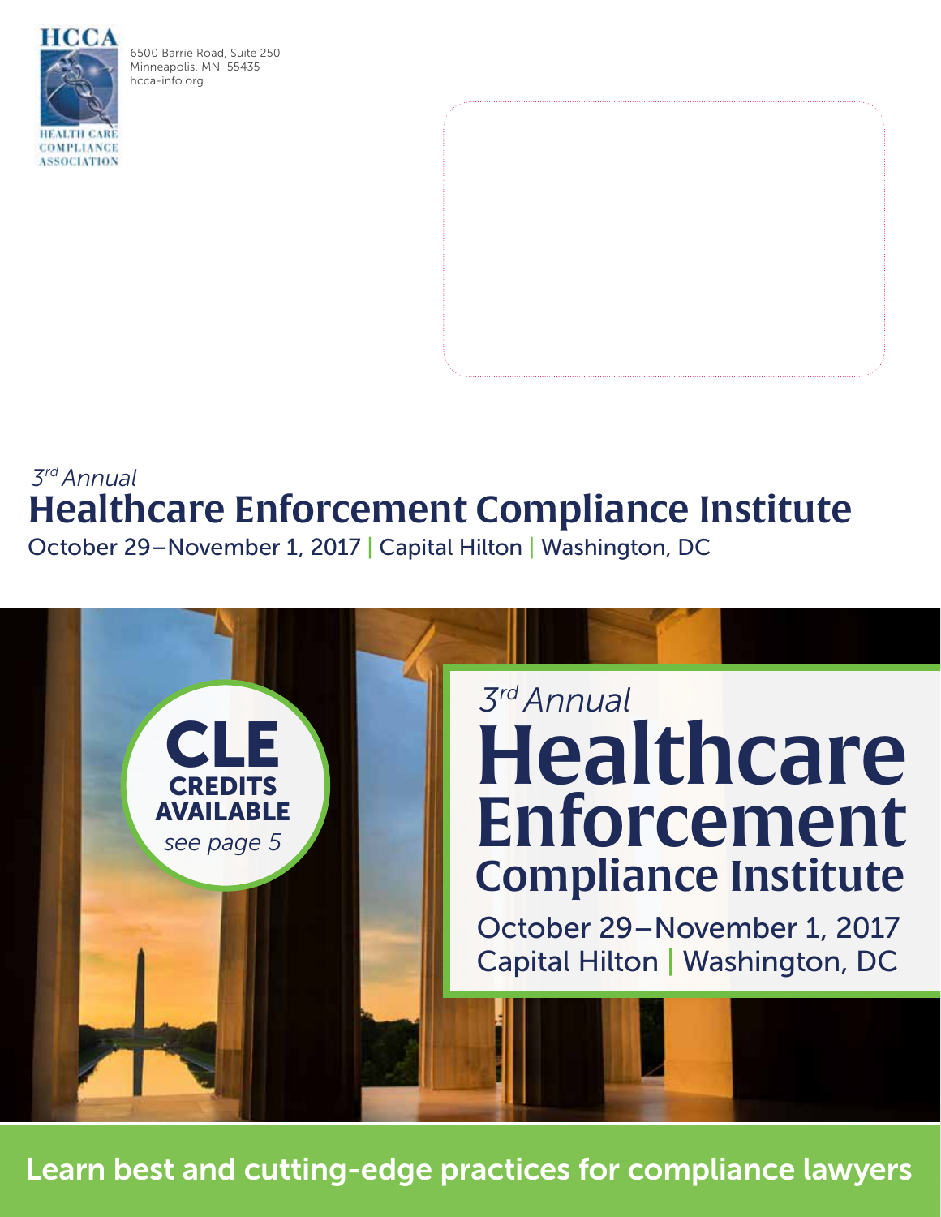HCCA

HEALTH CARE COMPLIANCE ASSOCIATION

6500 Barrie Road, Suite 250
Minneapolis, MN 55435
hcca-info.org

*3rd Annual*

# Healthcare Enforcement Compliance Institute

October 29–November 1, 2017 | Capital Hilton | Washington, DC

**CLE CREDITS AVAILABLE**
*see page 5*

*3rd Annual*

## Healthcare Enforcement Compliance Institute

October 29–November 1, 2017
Capital Hilton | Washington, DC

**Learn best and cutting-edge practices for compliance lawyers**